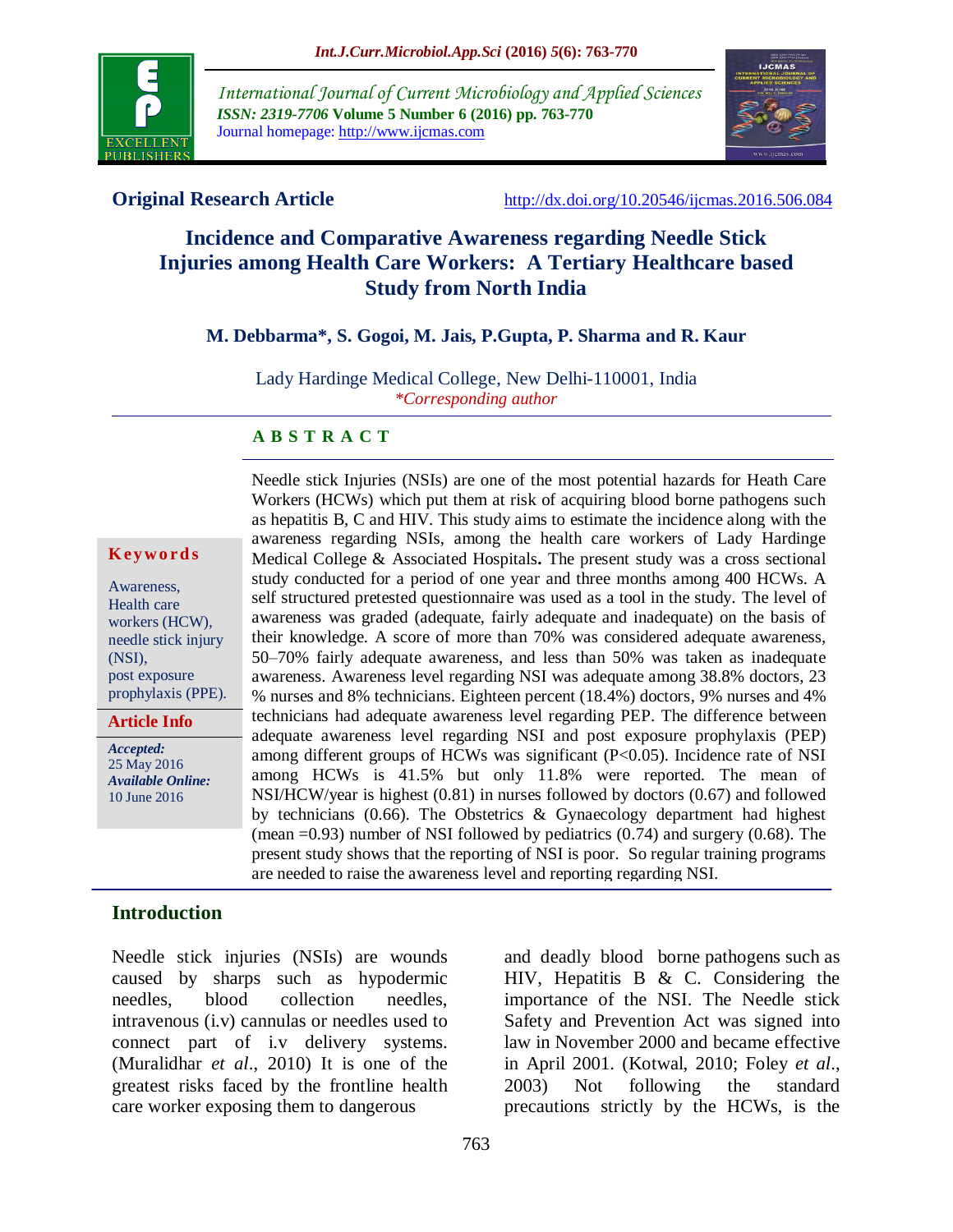International Journal of Current Microbiology and Applied Sciences
*ISSN: 2319-7706* **Volume 5 Number 6 (2016) pp. 763-770**
Journal homepage: http://www.ijcmas.com

**Original Research Article** http://dx.doi.org/10.20546/ijcmas.2016.506.084

# Incidence and Comparative Awareness regarding Needle Stick Injuries among Health Care Workers: A Tertiary Healthcare based Study from North India

**M. Debbarma\*, S. Gogoi, M. Jais, P.Gupta, P. Sharma and R. Kaur**

Lady Hardinge Medical College, New Delhi-110001, India
*\*Corresponding author*

## ABSTRACT

**Keywords**

Awareness, Health care workers (HCW), needle stick injury (NSI), post exposure prophylaxis (PPE).

**Article Info**

***Accepted:*** 25 May 2016
***Available Online:*** 10 June 2016

Needle stick Injuries (NSIs) are one of the most potential hazards for Heath Care Workers (HCWs) which put them at risk of acquiring blood borne pathogens such as hepatitis B, C and HIV. This study aims to estimate the incidence along with the awareness regarding NSIs, among the health care workers of Lady Hardinge Medical College & Associated Hospitals**.** The present study was a cross sectional study conducted for a period of one year and three months among 400 HCWs. A self structured pretested questionnaire was used as a tool in the study. The level of awareness was graded (adequate, fairly adequate and inadequate) on the basis of their knowledge. A score of more than 70% was considered adequate awareness, 50–70% fairly adequate awareness, and less than 50% was taken as inadequate awareness. Awareness level regarding NSI was adequate among 38.8% doctors, 23 % nurses and 8% technicians. Eighteen percent (18.4%) doctors, 9% nurses and 4% technicians had adequate awareness level regarding PEP. The difference between adequate awareness level regarding NSI and post exposure prophylaxis (PEP) among different groups of HCWs was significant (P<0.05). Incidence rate of NSI among HCWs is 41.5% but only 11.8% were reported. The mean of NSI/HCW/year is highest (0.81) in nurses followed by doctors (0.67) and followed by technicians (0.66). The Obstetrics & Gynaecology department had highest (mean =0.93) number of NSI followed by pediatrics (0.74) and surgery (0.68). The present study shows that the reporting of NSI is poor. So regular training programs are needed to raise the awareness level and reporting regarding NSI.

## Introduction

Needle stick injuries (NSIs) are wounds caused by sharps such as hypodermic needles, blood collection needles, intravenous (i.v) cannulas or needles used to connect part of i.v delivery systems. (Muralidhar *et al*., 2010) It is one of the greatest risks faced by the frontline health care worker exposing them to dangerous and deadly blood borne pathogens such as HIV, Hepatitis B & C. Considering the importance of the NSI. The Needle stick Safety and Prevention Act was signed into law in November 2000 and became effective in April 2001. (Kotwal, 2010; Foley *et al*., 2003) Not following the standard precautions strictly by the HCWs, is the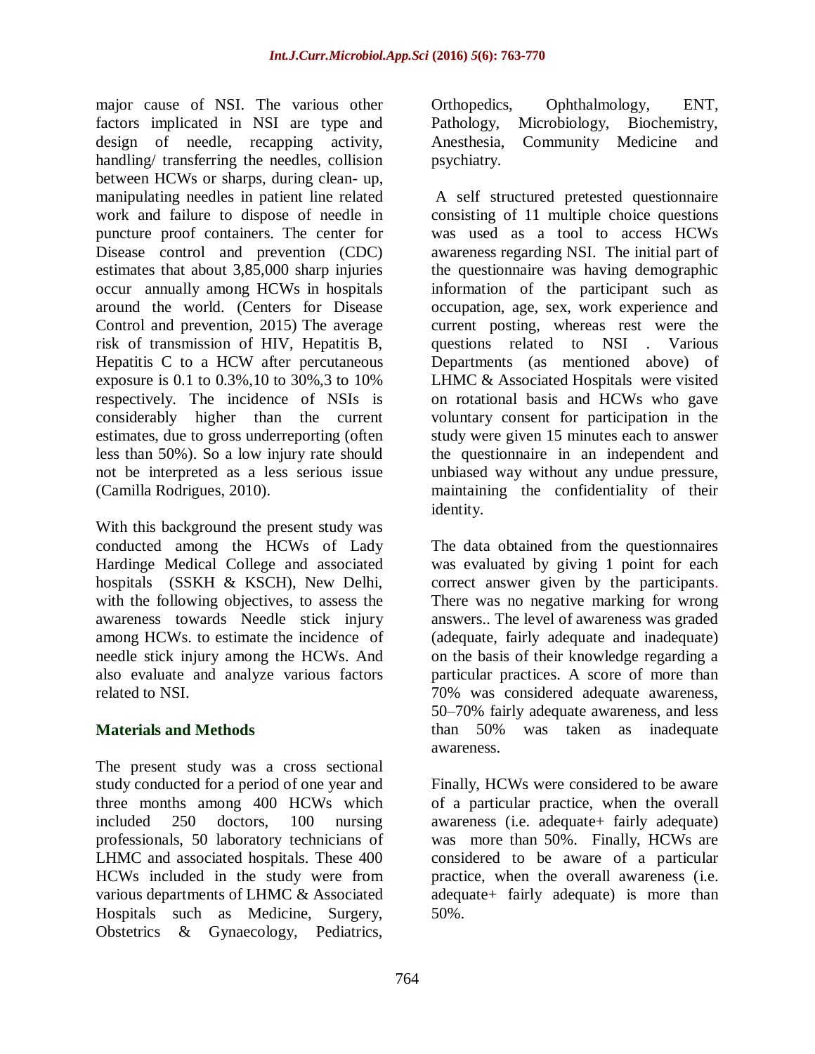major cause of NSI. The various other factors implicated in NSI are type and design of needle, recapping activity, handling/ transferring the needles, collision between HCWs or sharps, during clean- up, manipulating needles in patient line related work and failure to dispose of needle in puncture proof containers. The center for Disease control and prevention (CDC) estimates that about 3,85,000 sharp injuries occur annually among HCWs in hospitals around the world. (Centers for Disease Control and prevention, 2015) The average risk of transmission of HIV, Hepatitis B, Hepatitis C to a HCW after percutaneous exposure is 0.1 to 0.3%,10 to 30%,3 to 10% respectively. The incidence of NSIs is considerably higher than the current estimates, due to gross underreporting (often less than 50%). So a low injury rate should not be interpreted as a less serious issue (Camilla Rodrigues, 2010).

With this background the present study was conducted among the HCWs of Lady Hardinge Medical College and associated hospitals (SSKH & KSCH), New Delhi, with the following objectives, to assess the awareness towards Needle stick injury among HCWs. to estimate the incidence of needle stick injury among the HCWs. And also evaluate and analyze various factors related to NSI.

## Materials and Methods

The present study was a cross sectional study conducted for a period of one year and three months among 400 HCWs which included 250 doctors, 100 nursing professionals, 50 laboratory technicians of LHMC and associated hospitals. These 400 HCWs included in the study were from various departments of LHMC & Associated Hospitals such as Medicine, Surgery, Obstetrics & Gynaecology, Pediatrics, Orthopedics, Ophthalmology, ENT, Pathology, Microbiology, Biochemistry, Anesthesia, Community Medicine and psychiatry.

A self structured pretested questionnaire consisting of 11 multiple choice questions was used as a tool to access HCWs awareness regarding NSI. The initial part of the questionnaire was having demographic information of the participant such as occupation, age, sex, work experience and current posting, whereas rest were the questions related to NSI . Various Departments (as mentioned above) of LHMC & Associated Hospitals were visited on rotational basis and HCWs who gave voluntary consent for participation in the study were given 15 minutes each to answer the questionnaire in an independent and unbiased way without any undue pressure, maintaining the confidentiality of their identity.

The data obtained from the questionnaires was evaluated by giving 1 point for each correct answer given by the participants. There was no negative marking for wrong answers.. The level of awareness was graded (adequate, fairly adequate and inadequate) on the basis of their knowledge regarding a particular practices. A score of more than 70% was considered adequate awareness, 50–70% fairly adequate awareness, and less than 50% was taken as inadequate awareness.

Finally, HCWs were considered to be aware of a particular practice, when the overall awareness (i.e. adequate+ fairly adequate) was more than 50%. Finally, HCWs are considered to be aware of a particular practice, when the overall awareness (i.e. adequate+ fairly adequate) is more than 50%.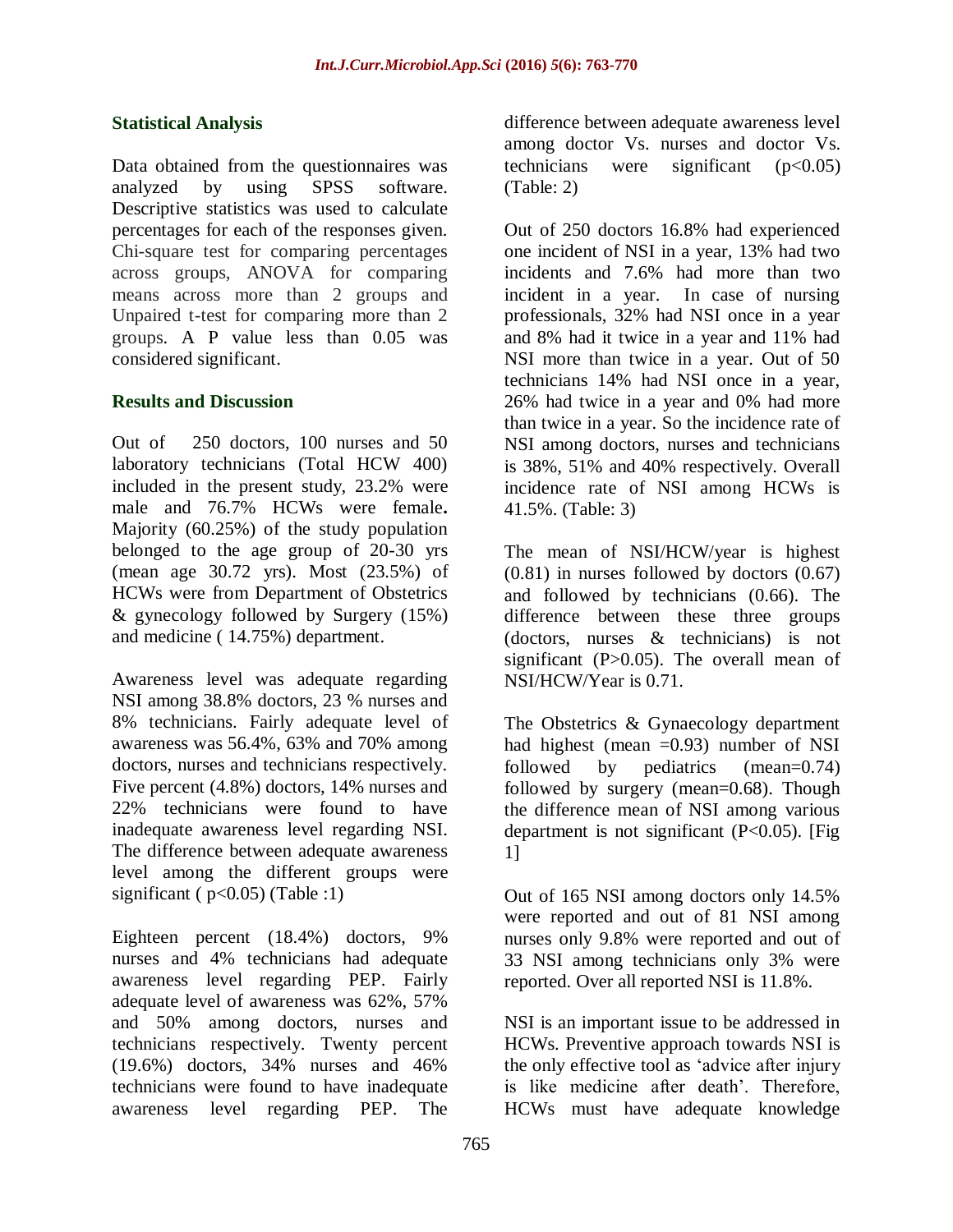### Statistical Analysis

Data obtained from the questionnaires was analyzed by using SPSS software. Descriptive statistics was used to calculate percentages for each of the responses given. Chi-square test for comparing percentages across groups, ANOVA for comparing means across more than 2 groups and Unpaired t-test for comparing more than 2 groups. A P value less than 0.05 was considered significant.

### Results and Discussion

Out of 250 doctors, 100 nurses and 50 laboratory technicians (Total HCW 400) included in the present study, 23.2% were male and 76.7% HCWs were female**.** Majority (60.25%) of the study population belonged to the age group of 20-30 yrs (mean age 30.72 yrs). Most (23.5%) of HCWs were from Department of Obstetrics & gynecology followed by Surgery (15%) and medicine ( 14.75%) department.

Awareness level was adequate regarding NSI among 38.8% doctors, 23 % nurses and 8% technicians. Fairly adequate level of awareness was 56.4%, 63% and 70% among doctors, nurses and technicians respectively. Five percent (4.8%) doctors, 14% nurses and 22% technicians were found to have inadequate awareness level regarding NSI. The difference between adequate awareness level among the different groups were significant ( $p<0.05$) (Table :1)

Eighteen percent (18.4%) doctors, 9% nurses and 4% technicians had adequate awareness level regarding PEP. Fairly adequate level of awareness was 62%, 57% and 50% among doctors, nurses and technicians respectively. Twenty percent (19.6%) doctors, 34% nurses and 46% technicians were found to have inadequate awareness level regarding PEP. The difference between adequate awareness level among doctor Vs. nurses and doctor Vs. technicians were significant ($p<0.05$) (Table: 2)

Out of 250 doctors 16.8% had experienced one incident of NSI in a year, 13% had two incidents and 7.6% had more than two incident in a year. In case of nursing professionals, 32% had NSI once in a year and 8% had it twice in a year and 11% had NSI more than twice in a year. Out of 50 technicians 14% had NSI once in a year, 26% had twice in a year and 0% had more than twice in a year. So the incidence rate of NSI among doctors, nurses and technicians is 38%, 51% and 40% respectively. Overall incidence rate of NSI among HCWs is 41.5%. (Table: 3)

The mean of NSI/HCW/year is highest (0.81) in nurses followed by doctors (0.67) and followed by technicians (0.66). The difference between these three groups (doctors, nurses & technicians) is not significant ($P>0.05$). The overall mean of NSI/HCW/Year is 0.71.

The Obstetrics & Gynaecology department had highest (mean =0.93) number of NSI followed by pediatrics (mean=0.74) followed by surgery (mean=0.68). Though the difference mean of NSI among various department is not significant ($P<0.05$). [Fig 1]

Out of 165 NSI among doctors only 14.5% were reported and out of 81 NSI among nurses only 9.8% were reported and out of 33 NSI among technicians only 3% were reported. Over all reported NSI is 11.8%.

NSI is an important issue to be addressed in HCWs. Preventive approach towards NSI is the only effective tool as 'advice after injury is like medicine after death'. Therefore, HCWs must have adequate knowledge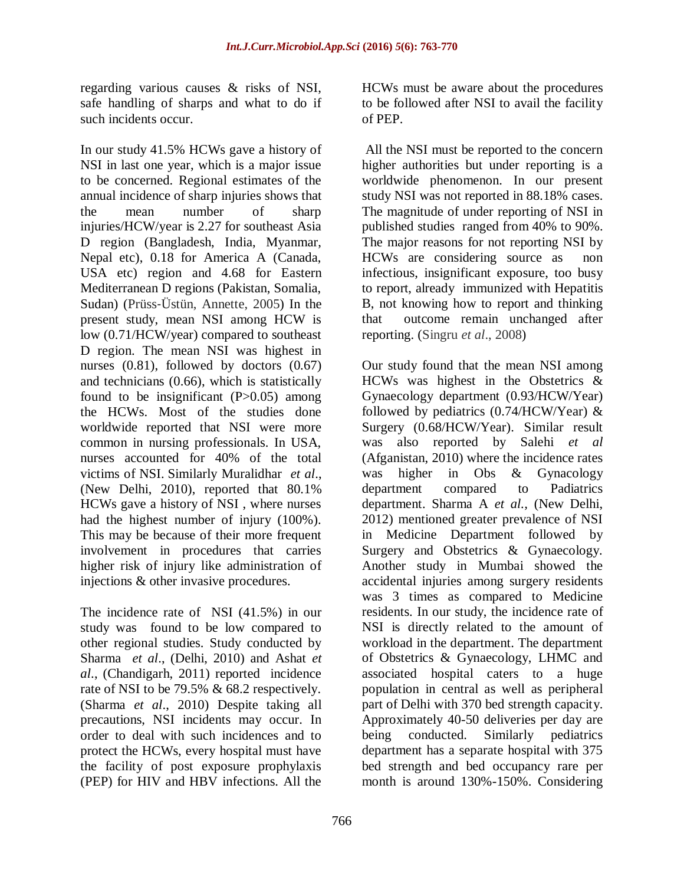regarding various causes & risks of NSI, safe handling of sharps and what to do if such incidents occur.

In our study 41.5% HCWs gave a history of NSI in last one year, which is a major issue to be concerned. Regional estimates of the annual incidence of sharp injuries shows that the mean number of sharp injuries/HCW/year is 2.27 for southeast Asia D region (Bangladesh, India, Myanmar, Nepal etc), 0.18 for America A (Canada, USA etc) region and 4.68 for Eastern Mediterranean D regions (Pakistan, Somalia, Sudan) (Prüss-Üstün, Annette, 2005) In the present study, mean NSI among HCW is low (0.71/HCW/year) compared to southeast D region. The mean NSI was highest in nurses (0.81), followed by doctors (0.67) and technicians (0.66), which is statistically found to be insignificant (P>0.05) among the HCWs. Most of the studies done worldwide reported that NSI were more common in nursing professionals. In USA, nurses accounted for 40% of the total victims of NSI. Similarly Muralidhar *et al*., (New Delhi, 2010), reported that 80.1% HCWs gave a history of NSI , where nurses had the highest number of injury (100%). This may be because of their more frequent involvement in procedures that carries higher risk of injury like administration of injections & other invasive procedures.

The incidence rate of NSI (41.5%) in our study was found to be low compared to other regional studies. Study conducted by Sharma *et al*., (Delhi, 2010) and Ashat *et al*., (Chandigarh, 2011) reported incidence rate of NSI to be 79.5% & 68.2 respectively. (Sharma *et al*., 2010) Despite taking all precautions, NSI incidents may occur. In order to deal with such incidences and to protect the HCWs, every hospital must have the facility of post exposure prophylaxis (PEP) for HIV and HBV infections. All the HCWs must be aware about the procedures to be followed after NSI to avail the facility of PEP.

All the NSI must be reported to the concern higher authorities but under reporting is a worldwide phenomenon. In our present study NSI was not reported in 88.18% cases. The magnitude of under reporting of NSI in published studies ranged from 40% to 90%. The major reasons for not reporting NSI by HCWs are considering source as non infectious, insignificant exposure, too busy to report, already immunized with Hepatitis B, not knowing how to report and thinking that outcome remain unchanged after reporting. (Singru *et al*., 2008)

Our study found that the mean NSI among HCWs was highest in the Obstetrics & Gynaecology department (0.93/HCW/Year) followed by pediatrics (0.74/HCW/Year) & Surgery (0.68/HCW/Year). Similar result was also reported by Salehi *et al* (Afganistan, 2010) where the incidence rates was higher in Obs & Gynacology department compared to Padiatrics department. Sharma A *et al.*, (New Delhi, 2012) mentioned greater prevalence of NSI in Medicine Department followed by Surgery and Obstetrics & Gynaecology. Another study in Mumbai showed the accidental injuries among surgery residents was 3 times as compared to Medicine residents. In our study, the incidence rate of NSI is directly related to the amount of workload in the department. The department of Obstetrics & Gynaecology, LHMC and associated hospital caters to a huge population in central as well as peripheral part of Delhi with 370 bed strength capacity. Approximately 40-50 deliveries per day are being conducted. Similarly pediatrics department has a separate hospital with 375 bed strength and bed occupancy rare per month is around 130%-150%. Considering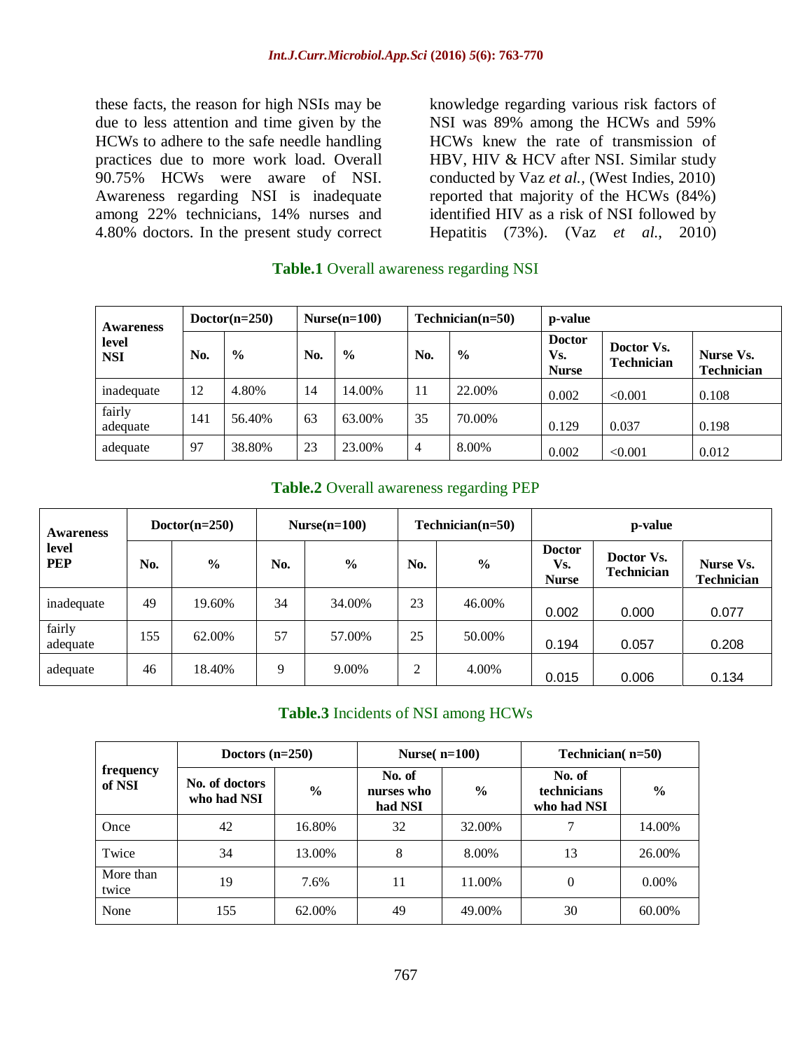these facts, the reason for high NSIs may be due to less attention and time given by the HCWs to adhere to the safe needle handling practices due to more work load. Overall 90.75% HCWs were aware of NSI. Awareness regarding NSI is inadequate among 22% technicians, 14% nurses and 4.80% doctors. In the present study correct knowledge regarding various risk factors of NSI was 89% among the HCWs and 59% HCWs knew the rate of transmission of HBV, HIV & HCV after NSI. Similar study conducted by Vaz *et al.,* (West Indies, 2010) reported that majority of the HCWs (84%) identified HIV as a risk of NSI followed by Hepatitis (73%). (Vaz *et al.*, 2010)

**Table.1** Overall awareness regarding NSI

| Awareness level NSI | Doctor(n=250) | | Nurse(n=100) | | Technician(n=50) | | p-value | | |
|---|---|---|---|---|---|---|---|---|---|
| | No. | % | No. | % | No. | % | Doctor Vs. Nurse | Doctor Vs. Technician | Nurse Vs. Technician |
| inadequate | 12 | 4.80% | 14 | 14.00% | 11 | 22.00% | 0.002 | <0.001 | 0.108 |
| fairly adequate | 141 | 56.40% | 63 | 63.00% | 35 | 70.00% | 0.129 | 0.037 | 0.198 |
| adequate | 97 | 38.80% | 23 | 23.00% | 4 | 8.00% | 0.002 | <0.001 | 0.012 |

**Table.2** Overall awareness regarding PEP

| Awareness level PEP | Doctor(n=250) | | Nurse(n=100) | | Technician(n=50) | | p-value | | |
|---|---|---|---|---|---|---|---|---|---|
| | No. | % | No. | % | No. | % | Doctor Vs. Nurse | Doctor Vs. Technician | Nurse Vs. Technician |
| inadequate | 49 | 19.60% | 34 | 34.00% | 23 | 46.00% | 0.002 | 0.000 | 0.077 |
| fairly adequate | 155 | 62.00% | 57 | 57.00% | 25 | 50.00% | 0.194 | 0.057 | 0.208 |
| adequate | 46 | 18.40% | 9 | 9.00% | 2 | 4.00% | 0.015 | 0.006 | 0.134 |

**Table.3** Incidents of NSI among HCWs

| frequency of NSI | Doctors (n=250) | | Nurse( n=100) | | Technician( n=50) | |
|---|---|---|---|---|---|---|
| | No. of doctors who had NSI | % | No. of nurses who had NSI | % | No. of technicians who had NSI | % |
| Once | 42 | 16.80% | 32 | 32.00% | 7 | 14.00% |
| Twice | 34 | 13.00% | 8 | 8.00% | 13 | 26.00% |
| More than twice | 19 | 7.6% | 11 | 11.00% | 0 | 0.00% |
| None | 155 | 62.00% | 49 | 49.00% | 30 | 60.00% |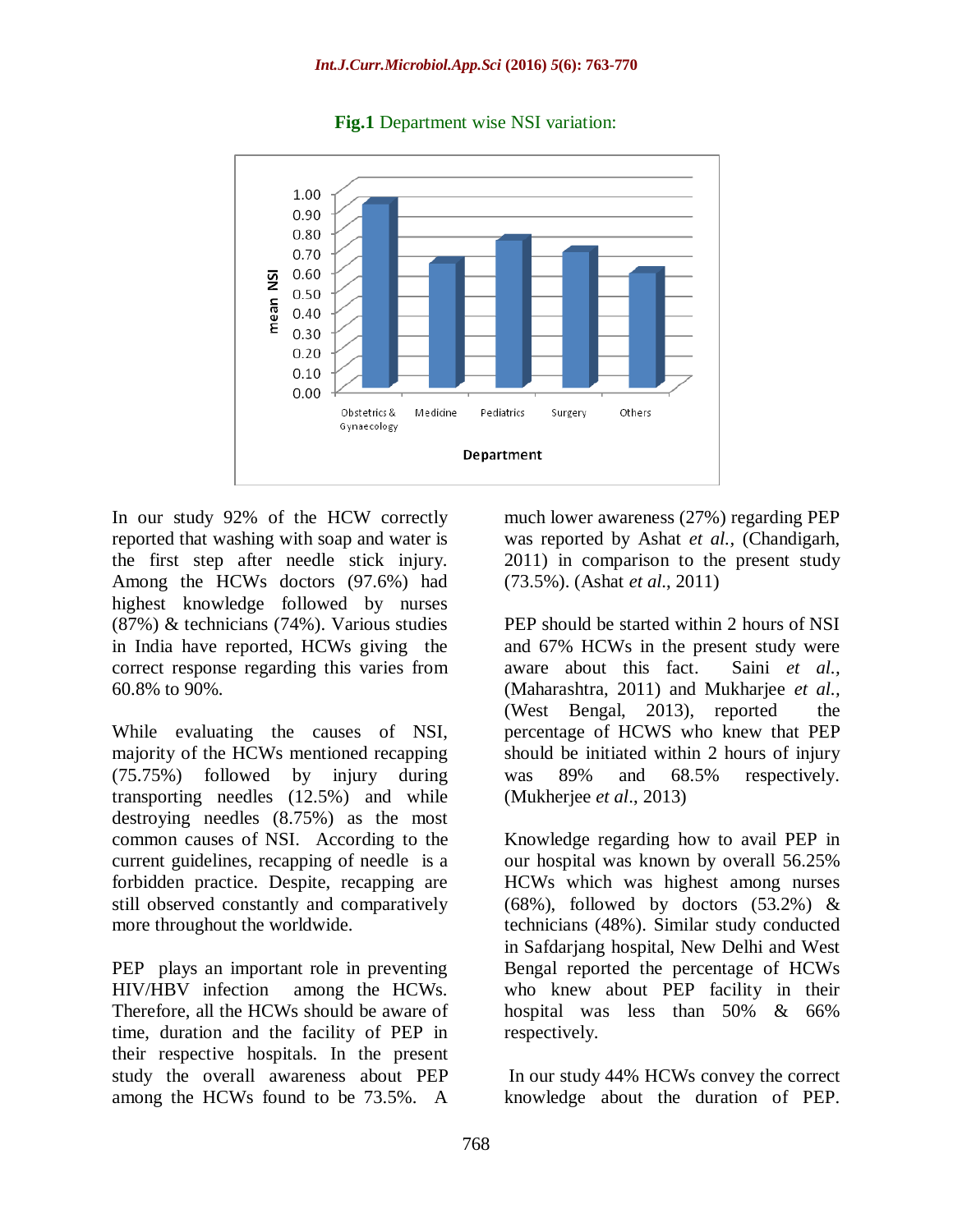**Fig.1** Department wise NSI variation:

In our study 92% of the HCW correctly reported that washing with soap and water is the first step after needle stick injury. Among the HCWs doctors (97.6%) had highest knowledge followed by nurses (87%) & technicians (74%). Various studies in India have reported, HCWs giving the correct response regarding this varies from 60.8% to 90%.

While evaluating the causes of NSI, majority of the HCWs mentioned recapping (75.75%) followed by injury during transporting needles (12.5%) and while destroying needles (8.75%) as the most common causes of NSI. According to the current guidelines, recapping of needle is a forbidden practice. Despite, recapping are still observed constantly and comparatively more throughout the worldwide.

PEP plays an important role in preventing HIV/HBV infection among the HCWs. Therefore, all the HCWs should be aware of time, duration and the facility of PEP in their respective hospitals. In the present study the overall awareness about PEP among the HCWs found to be 73.5%. A much lower awareness (27%) regarding PEP was reported by Ashat *et al.,* (Chandigarh, 2011) in comparison to the present study (73.5%). (Ashat *et al*., 2011)

PEP should be started within 2 hours of NSI and 67% HCWs in the present study were aware about this fact. Saini *et al.,* (Maharashtra, 2011) and Mukharjee *et al.,* (West Bengal, 2013), reported the percentage of HCWS who knew that PEP should be initiated within 2 hours of injury was 89% and 68.5% respectively. (Mukherjee *et al*., 2013)

Knowledge regarding how to avail PEP in our hospital was known by overall 56.25% HCWs which was highest among nurses (68%), followed by doctors (53.2%) & technicians (48%). Similar study conducted in Safdarjang hospital, New Delhi and West Bengal reported the percentage of HCWs who knew about PEP facility in their hospital was less than 50% & 66% respectively.

In our study 44% HCWs convey the correct knowledge about the duration of PEP.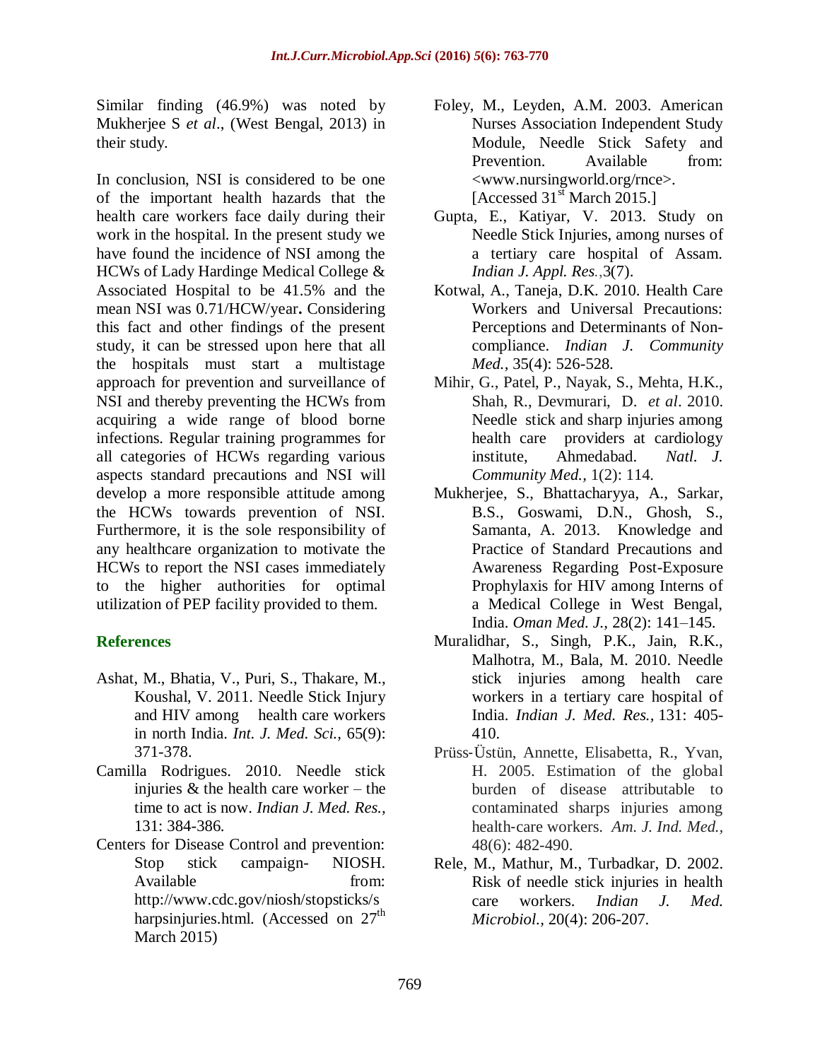Similar finding (46.9%) was noted by Mukherjee S *et al*., (West Bengal, 2013) in their study.

In conclusion, NSI is considered to be one of the important health hazards that the health care workers face daily during their work in the hospital. In the present study we have found the incidence of NSI among the HCWs of Lady Hardinge Medical College & Associated Hospital to be 41.5% and the mean NSI was 0.71/HCW/year**.** Considering this fact and other findings of the present study, it can be stressed upon here that all the hospitals must start a multistage approach for prevention and surveillance of NSI and thereby preventing the HCWs from acquiring a wide range of blood borne infections. Regular training programmes for all categories of HCWs regarding various aspects standard precautions and NSI will develop a more responsible attitude among the HCWs towards prevention of NSI. Furthermore, it is the sole responsibility of any healthcare organization to motivate the HCWs to report the NSI cases immediately to the higher authorities for optimal utilization of PEP facility provided to them.

## References

Ashat, M., Bhatia, V., Puri, S., Thakare, M., Koushal, V. 2011. Needle Stick Injury and HIV among health care workers in north India. *Int. J. Med. Sci.,* 65(9): 371-378.

Camilla Rodrigues. 2010. Needle stick injuries & the health care worker – the time to act is now. *Indian J. Med. Res.,* 131: 384-386.

Centers for Disease Control and prevention: Stop stick campaign- NIOSH. Available from: http://www.cdc.gov/niosh/stopsticks/sharpsinjuries.html. (Accessed on 27th March 2015)

Foley, M., Leyden, A.M. 2003. American Nurses Association Independent Study Module, Needle Stick Safety and Prevention. Available from: <www.nursingworld.org/rnce>. [Accessed 31st March 2015.]

Gupta, E., Katiyar, V. 2013. Study on Needle Stick Injuries, among nurses of a tertiary care hospital of Assam. *Indian J. Appl. Res.*,3(7).

Kotwal, A., Taneja, D.K. 2010. Health Care Workers and Universal Precautions: Perceptions and Determinants of Non-compliance. *Indian J. Community Med.*, 35(4): 526-528.

Mihir, G., Patel, P., Nayak, S., Mehta, H.K., Shah, R., Devmurari, D. *et al*. 2010. Needle stick and sharp injuries among health care providers at cardiology institute, Ahmedabad. *Natl. J. Community Med.*, 1(2): 114.

Mukherjee, S., Bhattacharyya, A., Sarkar, B.S., Goswami, D.N., Ghosh, S., Samanta, A. 2013. Knowledge and Practice of Standard Precautions and Awareness Regarding Post-Exposure Prophylaxis for HIV among Interns of a Medical College in West Bengal, India. *Oman Med. J.,* 28(2): 141–145.

Muralidhar, S., Singh, P.K., Jain, R.K., Malhotra, M., Bala, M. 2010. Needle stick injuries among health care workers in a tertiary care hospital of India. *Indian J. Med. Res.*, 131: 405-410.

Prüss-Üstün, Annette, Elisabetta, R., Yvan, H. 2005. Estimation of the global burden of disease attributable to contaminated sharps injuries among health-care workers. *Am. J. Ind. Med.*, 48(6): 482-490.

Rele, M., Mathur, M., Turbadkar, D. 2002. Risk of needle stick injuries in health care workers. *Indian J. Med. Microbiol.,* 20(4): 206-207.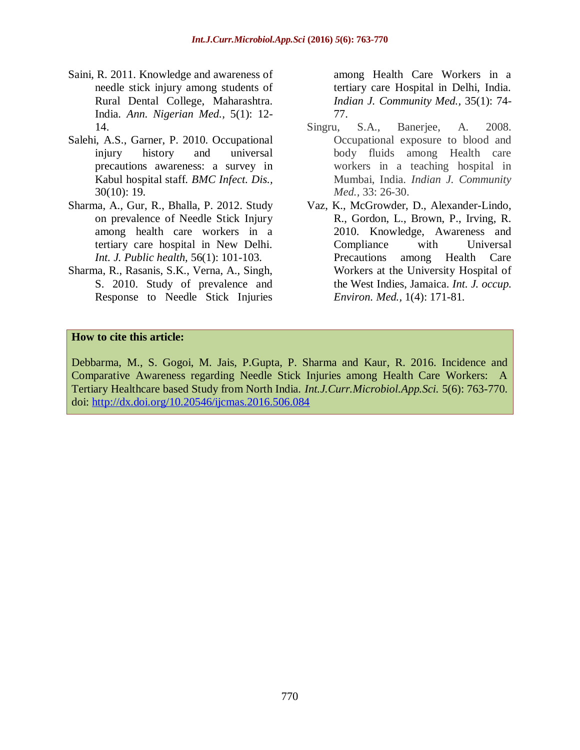- Saini, R. 2011. Knowledge and awareness of needle stick injury among students of Rural Dental College, Maharashtra. India. *Ann. Nigerian Med.,* 5(1): 12-14.
- Salehi, A.S., Garner, P. 2010. Occupational injury history and universal precautions awareness: a survey in Kabul hospital staff. *BMC Infect. Dis.,* 30(10): 19.
- Sharma, A., Gur, R., Bhalla, P. 2012. Study on prevalence of Needle Stick Injury among health care workers in a tertiary care hospital in New Delhi. *Int. J. Public health,* 56(1): 101-103.
- Sharma, R., Rasanis, S.K., Verna, A., Singh, S. 2010. Study of prevalence and Response to Needle Stick Injuries among Health Care Workers in a tertiary care Hospital in Delhi, India. *Indian J. Community Med.,* 35(1): 74-77.
- Singru, S.A., Banerjee, A. 2008. Occupational exposure to blood and body fluids among Health care workers in a teaching hospital in Mumbai, India. *Indian J. Community Med.,* 33: 26-30.
- Vaz, K., McGrowder, D., Alexander-Lindo, R., Gordon, L., Brown, P., Irving, R. 2010. Knowledge, Awareness and Compliance with Universal Precautions among Health Care Workers at the University Hospital of the West Indies, Jamaica. *Int. J. occup. Environ. Med.,* 1(4): 171-81.

**How to cite this article:**

Debbarma, M., S. Gogoi, M. Jais, P.Gupta, P. Sharma and Kaur, R. 2016. Incidence and Comparative Awareness regarding Needle Stick Injuries among Health Care Workers: A Tertiary Healthcare based Study from North India. *Int.J.Curr.Microbiol.App.Sci.* 5(6): 763-770. doi: http://dx.doi.org/10.20546/ijcmas.2016.506.084